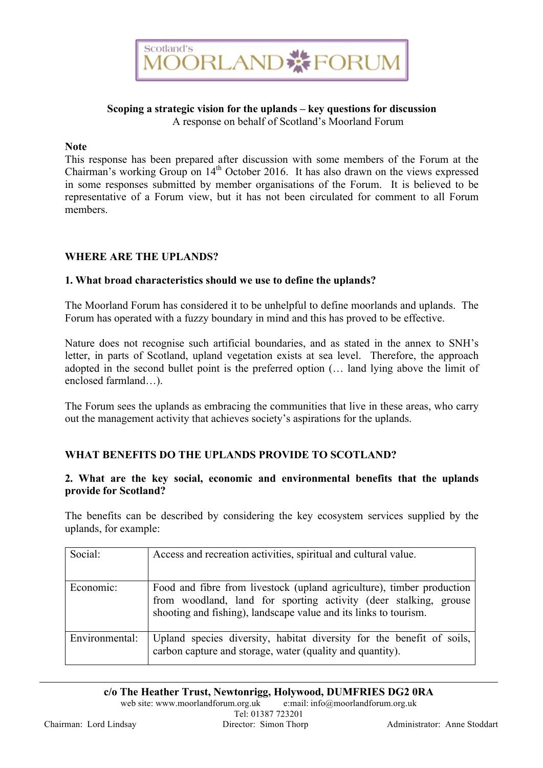Scotland's MOORLAND FORUM

**Scoping a strategic vision for the uplands – key questions for discussion**
A response on behalf of Scotland's Moorland Forum

**Note**
This response has been prepared after discussion with some members of the Forum at the Chairman's working Group on 14th October 2016. It has also drawn on the views expressed in some responses submitted by member organisations of the Forum. It is believed to be representative of a Forum view, but it has not been circulated for comment to all Forum members.

## WHERE ARE THE UPLANDS?

### 1. What broad characteristics should we use to define the uplands?

The Moorland Forum has considered it to be unhelpful to define moorlands and uplands. The Forum has operated with a fuzzy boundary in mind and this has proved to be effective.

Nature does not recognise such artificial boundaries, and as stated in the annex to SNH's letter, in parts of Scotland, upland vegetation exists at sea level. Therefore, the approach adopted in the second bullet point is the preferred option (… land lying above the limit of enclosed farmland…).

The Forum sees the uplands as embracing the communities that live in these areas, who carry out the management activity that achieves society's aspirations for the uplands.

## WHAT BENEFITS DO THE UPLANDS PROVIDE TO SCOTLAND?

### 2. What are the key social, economic and environmental benefits that the uplands provide for Scotland?

The benefits can be described by considering the key ecosystem services supplied by the uplands, for example:

| | |
|---|---|
| Social: | Access and recreation activities, spiritual and cultural value. |
| Economic: | Food and fibre from livestock (upland agriculture), timber production from woodland, land for sporting activity (deer stalking, grouse shooting and fishing), landscape value and its links to tourism. |
| Environmental: | Upland species diversity, habitat diversity for the benefit of soils, carbon capture and storage, water (quality and quantity). |

**c/o The Heather Trust, Newtonrigg, Holywood, DUMFRIES DG2 0RA**
web site: www.moorlandforum.org.uk e:mail: info@moorlandforum.org.uk
Tel: 01387 723201
Chairman: Lord Lindsay Director: Simon Thorp Administrator: Anne Stoddart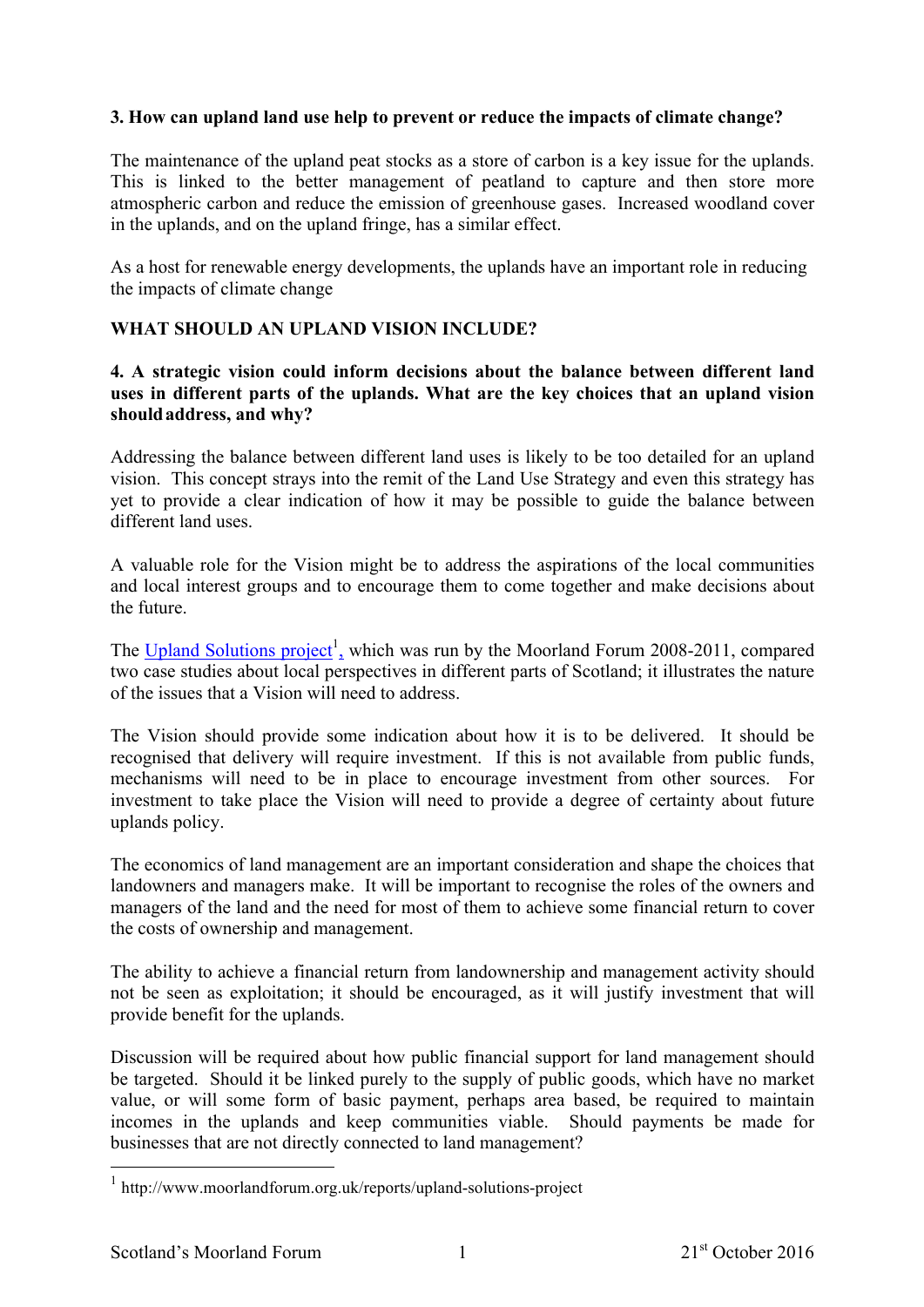**3. How can upland land use help to prevent or reduce the impacts of climate change?**

The maintenance of the upland peat stocks as a store of carbon is a key issue for the uplands. This is linked to the better management of peatland to capture and then store more atmospheric carbon and reduce the emission of greenhouse gases. Increased woodland cover in the uplands, and on the upland fringe, has a similar effect.

As a host for renewable energy developments, the uplands have an important role in reducing the impacts of climate change

**WHAT SHOULD AN UPLAND VISION INCLUDE?**

**4. A strategic vision could inform decisions about the balance between different land uses in different parts of the uplands. What are the key choices that an upland vision should address, and why?**

Addressing the balance between different land uses is likely to be too detailed for an upland vision. This concept strays into the remit of the Land Use Strategy and even this strategy has yet to provide a clear indication of how it may be possible to guide the balance between different land uses.

A valuable role for the Vision might be to address the aspirations of the local communities and local interest groups and to encourage them to come together and make decisions about the future.

The [Upland Solutions project](http://www.moorlandforum.org.uk/reports/upland-solutions-project)[1], which was run by the Moorland Forum 2008-2011, compared two case studies about local perspectives in different parts of Scotland; it illustrates the nature of the issues that a Vision will need to address.

The Vision should provide some indication about how it is to be delivered. It should be recognised that delivery will require investment. If this is not available from public funds, mechanisms will need to be in place to encourage investment from other sources. For investment to take place the Vision will need to provide a degree of certainty about future uplands policy.

The economics of land management are an important consideration and shape the choices that landowners and managers make. It will be important to recognise the roles of the owners and managers of the land and the need for most of them to achieve some financial return to cover the costs of ownership and management.

The ability to achieve a financial return from landownership and management activity should not be seen as exploitation; it should be encouraged, as it will justify investment that will provide benefit for the uplands.

Discussion will be required about how public financial support for land management should be targeted. Should it be linked purely to the supply of public goods, which have no market value, or will some form of basic payment, perhaps area based, be required to maintain incomes in the uplands and keep communities viable. Should payments be made for businesses that are not directly connected to land management?

---

[1] http://www.moorlandforum.org.uk/reports/upland-solutions-project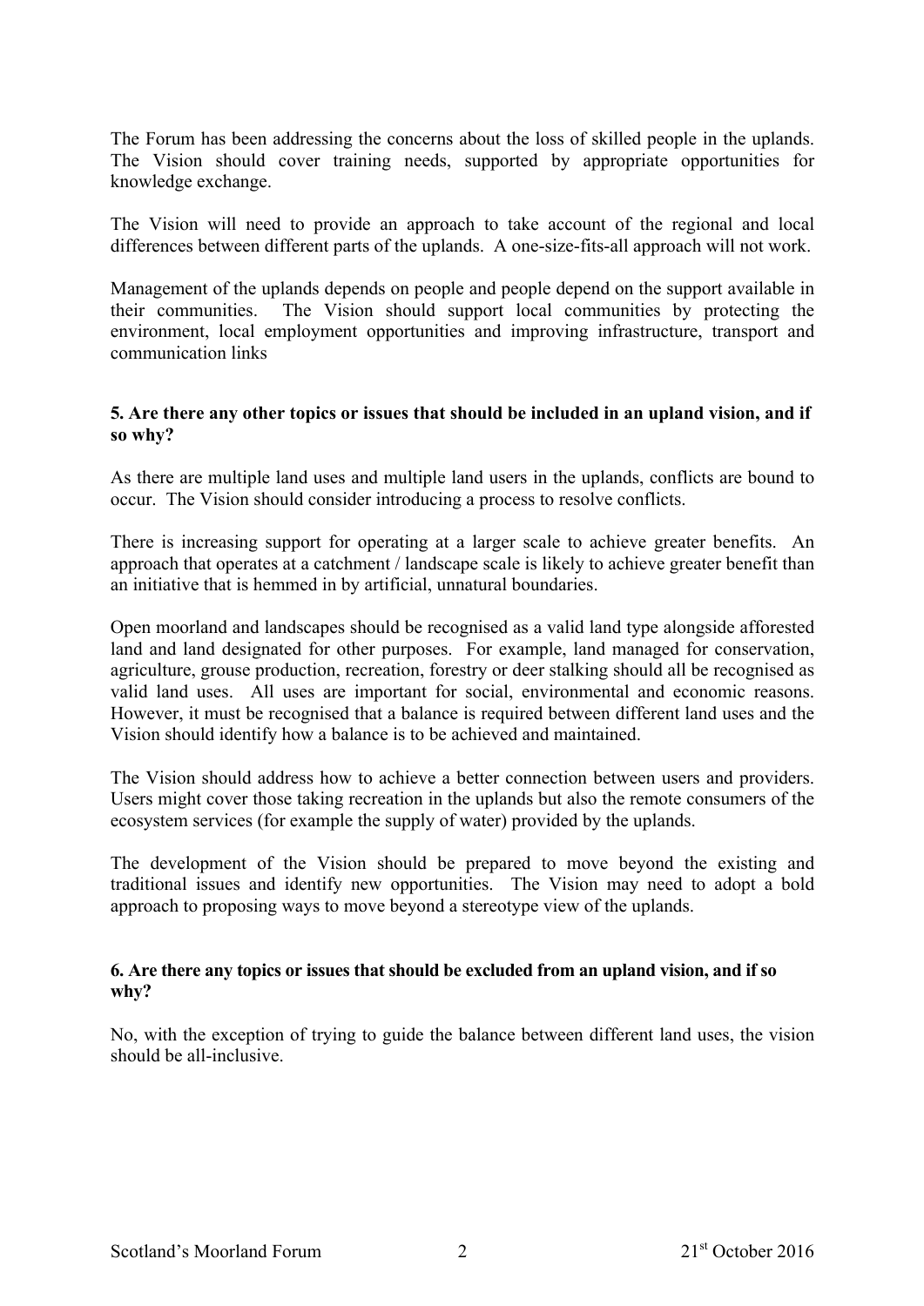The Forum has been addressing the concerns about the loss of skilled people in the uplands. The Vision should cover training needs, supported by appropriate opportunities for knowledge exchange.

The Vision will need to provide an approach to take account of the regional and local differences between different parts of the uplands. A one-size-fits-all approach will not work.

Management of the uplands depends on people and people depend on the support available in their communities. The Vision should support local communities by protecting the environment, local employment opportunities and improving infrastructure, transport and communication links

**5. Are there any other topics or issues that should be included in an upland vision, and if so why?**

As there are multiple land uses and multiple land users in the uplands, conflicts are bound to occur. The Vision should consider introducing a process to resolve conflicts.

There is increasing support for operating at a larger scale to achieve greater benefits. An approach that operates at a catchment / landscape scale is likely to achieve greater benefit than an initiative that is hemmed in by artificial, unnatural boundaries.

Open moorland and landscapes should be recognised as a valid land type alongside afforested land and land designated for other purposes. For example, land managed for conservation, agriculture, grouse production, recreation, forestry or deer stalking should all be recognised as valid land uses. All uses are important for social, environmental and economic reasons. However, it must be recognised that a balance is required between different land uses and the Vision should identify how a balance is to be achieved and maintained.

The Vision should address how to achieve a better connection between users and providers. Users might cover those taking recreation in the uplands but also the remote consumers of the ecosystem services (for example the supply of water) provided by the uplands.

The development of the Vision should be prepared to move beyond the existing and traditional issues and identify new opportunities. The Vision may need to adopt a bold approach to proposing ways to move beyond a stereotype view of the uplands.

**6. Are there any topics or issues that should be excluded from an upland vision, and if so why?**

No, with the exception of trying to guide the balance between different land uses, the vision should be all-inclusive.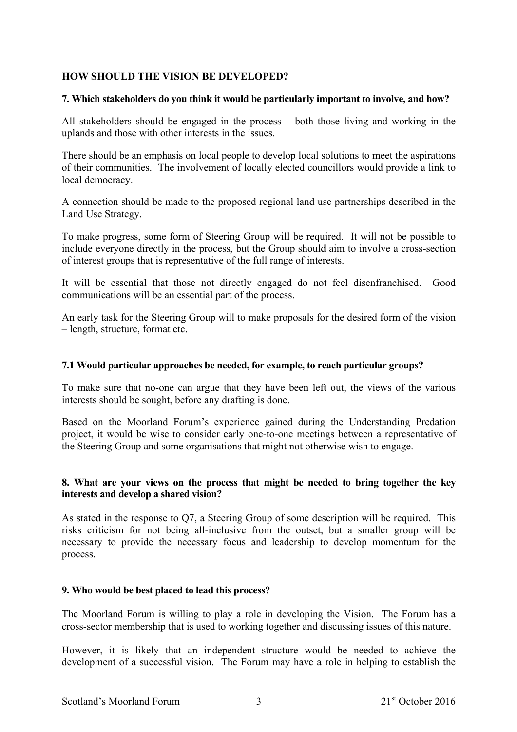## HOW SHOULD THE VISION BE DEVELOPED?

### 7. Which stakeholders do you think it would be particularly important to involve, and how?

All stakeholders should be engaged in the process – both those living and working in the uplands and those with other interests in the issues.

There should be an emphasis on local people to develop local solutions to meet the aspirations of their communities. The involvement of locally elected councillors would provide a link to local democracy.

A connection should be made to the proposed regional land use partnerships described in the Land Use Strategy.

To make progress, some form of Steering Group will be required. It will not be possible to include everyone directly in the process, but the Group should aim to involve a cross-section of interest groups that is representative of the full range of interests.

It will be essential that those not directly engaged do not feel disenfranchised. Good communications will be an essential part of the process.

An early task for the Steering Group will to make proposals for the desired form of the vision – length, structure, format etc.

### 7.1 Would particular approaches be needed, for example, to reach particular groups?

To make sure that no-one can argue that they have been left out, the views of the various interests should be sought, before any drafting is done.

Based on the Moorland Forum's experience gained during the Understanding Predation project, it would be wise to consider early one-to-one meetings between a representative of the Steering Group and some organisations that might not otherwise wish to engage.

### 8. What are your views on the process that might be needed to bring together the key interests and develop a shared vision?

As stated in the response to Q7, a Steering Group of some description will be required. This risks criticism for not being all-inclusive from the outset, but a smaller group will be necessary to provide the necessary focus and leadership to develop momentum for the process.

### 9. Who would be best placed to lead this process?

The Moorland Forum is willing to play a role in developing the Vision. The Forum has a cross-sector membership that is used to working together and discussing issues of this nature.

However, it is likely that an independent structure would be needed to achieve the development of a successful vision. The Forum may have a role in helping to establish the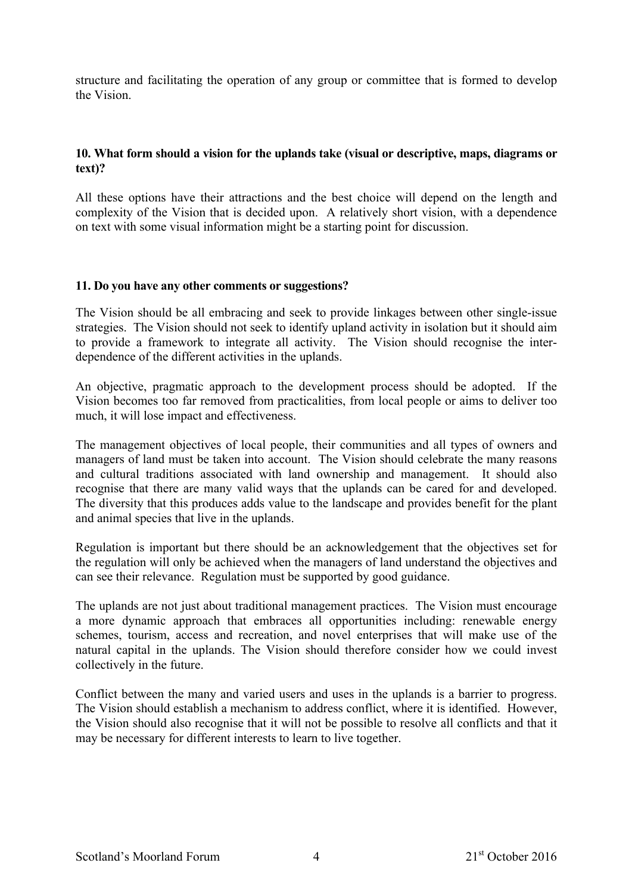structure and facilitating the operation of any group or committee that is formed to develop the Vision.

**10. What form should a vision for the uplands take (visual or descriptive, maps, diagrams or text)?**

All these options have their attractions and the best choice will depend on the length and complexity of the Vision that is decided upon. A relatively short vision, with a dependence on text with some visual information might be a starting point for discussion.

**11. Do you have any other comments or suggestions?**

The Vision should be all embracing and seek to provide linkages between other single-issue strategies. The Vision should not seek to identify upland activity in isolation but it should aim to provide a framework to integrate all activity. The Vision should recognise the inter-dependence of the different activities in the uplands.

An objective, pragmatic approach to the development process should be adopted. If the Vision becomes too far removed from practicalities, from local people or aims to deliver too much, it will lose impact and effectiveness.

The management objectives of local people, their communities and all types of owners and managers of land must be taken into account. The Vision should celebrate the many reasons and cultural traditions associated with land ownership and management. It should also recognise that there are many valid ways that the uplands can be cared for and developed. The diversity that this produces adds value to the landscape and provides benefit for the plant and animal species that live in the uplands.

Regulation is important but there should be an acknowledgement that the objectives set for the regulation will only be achieved when the managers of land understand the objectives and can see their relevance. Regulation must be supported by good guidance.

The uplands are not just about traditional management practices. The Vision must encourage a more dynamic approach that embraces all opportunities including: renewable energy schemes, tourism, access and recreation, and novel enterprises that will make use of the natural capital in the uplands. The Vision should therefore consider how we could invest collectively in the future.

Conflict between the many and varied users and uses in the uplands is a barrier to progress. The Vision should establish a mechanism to address conflict, where it is identified. However, the Vision should also recognise that it will not be possible to resolve all conflicts and that it may be necessary for different interests to learn to live together.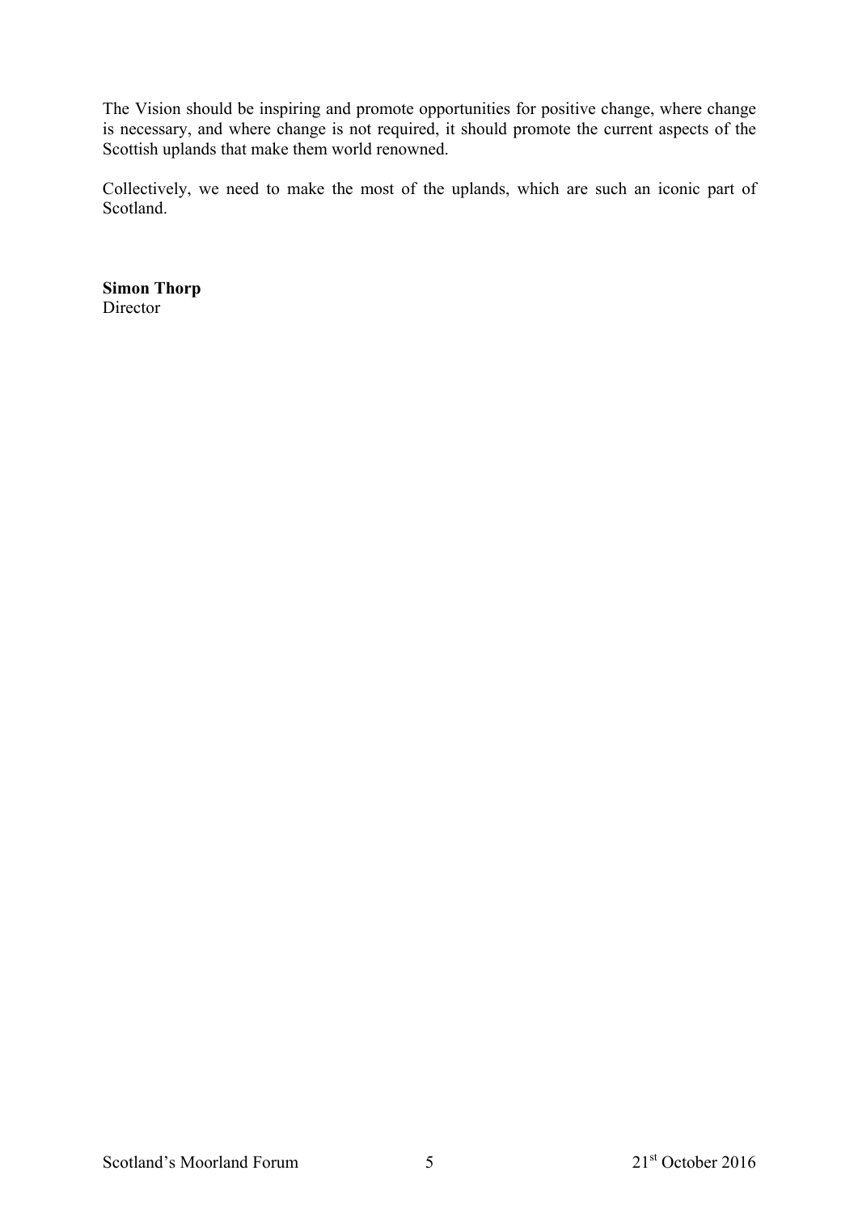The Vision should be inspiring and promote opportunities for positive change, where change is necessary, and where change is not required, it should promote the current aspects of the Scottish uplands that make them world renowned.

Collectively, we need to make the most of the uplands, which are such an iconic part of Scotland.

**Simon Thorp**
Director